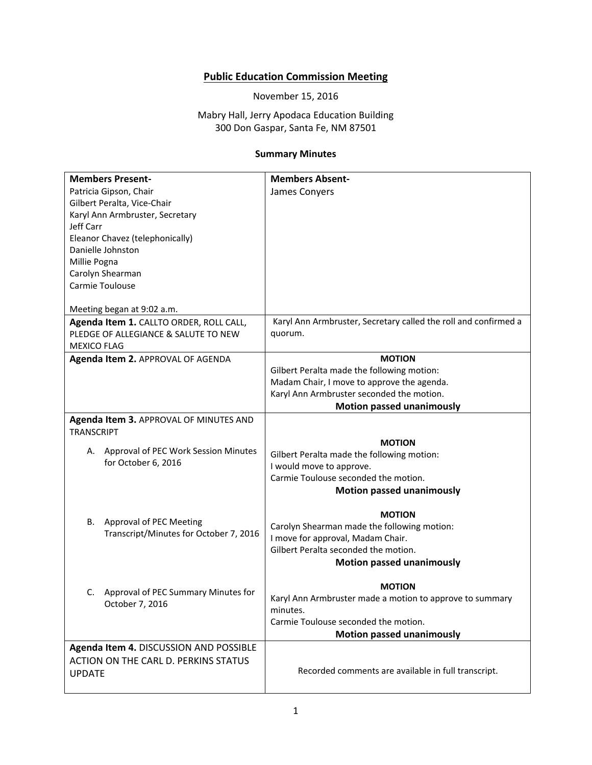# Public Education Commission Meeting

November 15, 2016

Mabry Hall, Jerry Apodaca Education Building
300 Don Gaspar, Santa Fe, NM 87501

**Summary Minutes**

| **Members Present-**<br>Patricia Gipson, Chair<br>Gilbert Peralta, Vice-Chair<br>Karyl Ann Armbruster, Secretary<br>Jeff Carr<br>Eleanor Chavez (telephonically)<br>Danielle Johnston<br>Millie Pogna<br>Carolyn Shearman<br>Carmie Toulouse<br><br>Meeting began at 9:02 a.m. | **Members Absent-**<br>James Conyers |
|---|---|
| **Agenda Item 1.** CALLTO ORDER, ROLL CALL, PLEDGE OF ALLEGIANCE & SALUTE TO NEW MEXICO FLAG | Karyl Ann Armbruster, Secretary called the roll and confirmed a quorum. |
| **Agenda Item 2.** APPROVAL OF AGENDA | **MOTION**<br>Gilbert Peralta made the following motion:<br>Madam Chair, I move to approve the agenda.<br>Karyl Ann Armbruster seconded the motion.<br>**Motion passed unanimously** |
| **Agenda Item 3.** APPROVAL OF MINUTES AND TRANSCRIPT | |
| A. Approval of PEC Work Session Minutes for October 6, 2016 | **MOTION**<br>Gilbert Peralta made the following motion:<br>I would move to approve.<br>Carmie Toulouse seconded the motion.<br>**Motion passed unanimously** |
| B. Approval of PEC Meeting Transcript/Minutes for October 7, 2016 | **MOTION**<br>Carolyn Shearman made the following motion:<br>I move for approval, Madam Chair.<br>Gilbert Peralta seconded the motion.<br>**Motion passed unanimously** |
| C. Approval of PEC Summary Minutes for October 7, 2016 | **MOTION**<br>Karyl Ann Armbruster made a motion to approve to summary minutes.<br>Carmie Toulouse seconded the motion.<br>**Motion passed unanimously** |
| **Agenda Item 4.** DISCUSSION AND POSSIBLE ACTION ON THE CARL D. PERKINS STATUS UPDATE | Recorded comments are available in full transcript. |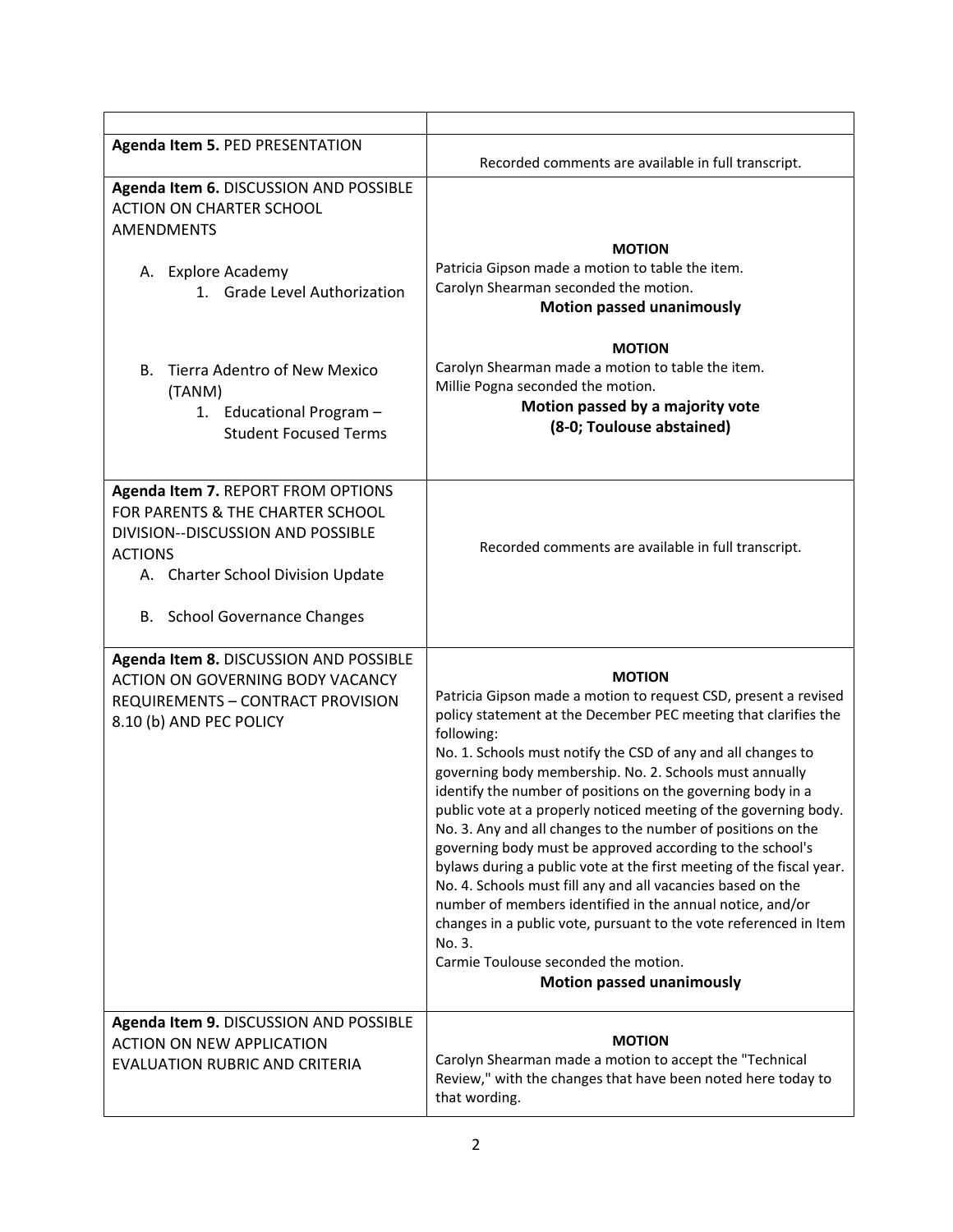| | |
|---|---|
| **Agenda Item 5.** PED PRESENTATION | Recorded comments are available in full transcript. |
| **Agenda Item 6.** DISCUSSION AND POSSIBLE ACTION ON CHARTER SCHOOL AMENDMENTS<br><br>A. Explore Academy<br>1. Grade Level Authorization<br><br>B. Tierra Adentro of New Mexico (TANM)<br>1. Educational Program – Student Focused Terms | **MOTION**<br>Patricia Gipson made a motion to table the item.<br>Carolyn Shearman seconded the motion.<br>**Motion passed unanimously**<br><br>**MOTION**<br>Carolyn Shearman made a motion to table the item.<br>Millie Pogna seconded the motion.<br>**Motion passed by a majority vote (8-0; Toulouse abstained)** |
| **Agenda Item 7.** REPORT FROM OPTIONS FOR PARENTS & THE CHARTER SCHOOL DIVISION--DISCUSSION AND POSSIBLE ACTIONS<br>A. Charter School Division Update<br><br>B. School Governance Changes | Recorded comments are available in full transcript. |
| **Agenda Item 8.** DISCUSSION AND POSSIBLE ACTION ON GOVERNING BODY VACANCY REQUIREMENTS – CONTRACT PROVISION 8.10 (b) AND PEC POLICY | **MOTION**<br>Patricia Gipson made a motion to request CSD, present a revised policy statement at the December PEC meeting that clarifies the following:<br>No. 1. Schools must notify the CSD of any and all changes to governing body membership. No. 2. Schools must annually identify the number of positions on the governing body in a public vote at a properly noticed meeting of the governing body. No. 3. Any and all changes to the number of positions on the governing body must be approved according to the school's bylaws during a public vote at the first meeting of the fiscal year. No. 4. Schools must fill any and all vacancies based on the number of members identified in the annual notice, and/or changes in a public vote, pursuant to the vote referenced in Item No. 3.<br>Carmie Toulouse seconded the motion.<br>**Motion passed unanimously** |
| **Agenda Item 9.** DISCUSSION AND POSSIBLE ACTION ON NEW APPLICATION EVALUATION RUBRIC AND CRITERIA | **MOTION**<br>Carolyn Shearman made a motion to accept the "Technical Review," with the changes that have been noted here today to that wording. |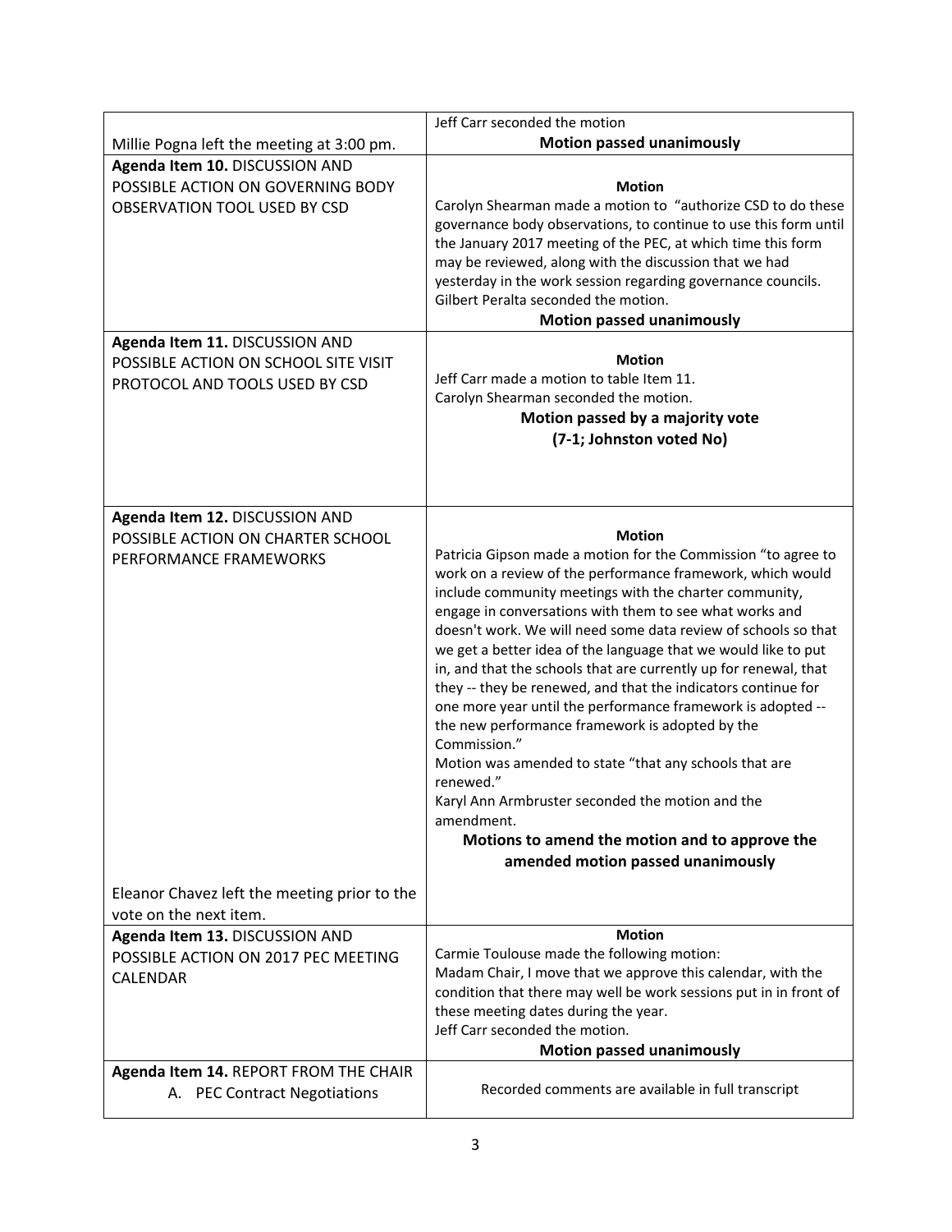| | |
|---|---|
| Millie Pogna left the meeting at 3:00 pm. | Jeff Carr seconded the motion<br>**Motion passed unanimously** |
| **Agenda Item 10.** DISCUSSION AND POSSIBLE ACTION ON GOVERNING BODY OBSERVATION TOOL USED BY CSD | **Motion**<br>Carolyn Shearman made a motion to "authorize CSD to do these governance body observations, to continue to use this form until the January 2017 meeting of the PEC, at which time this form may be reviewed, along with the discussion that we had yesterday in the work session regarding governance councils.<br>Gilbert Peralta seconded the motion.<br>**Motion passed unanimously** |
| **Agenda Item 11.** DISCUSSION AND POSSIBLE ACTION ON SCHOOL SITE VISIT PROTOCOL AND TOOLS USED BY CSD | **Motion**<br>Jeff Carr made a motion to table Item 11.<br>Carolyn Shearman seconded the motion.<br>**Motion passed by a majority vote (7-1; Johnston voted No)** |
| **Agenda Item 12.** DISCUSSION AND POSSIBLE ACTION ON CHARTER SCHOOL PERFORMANCE FRAMEWORKS<br><br>Eleanor Chavez left the meeting prior to the vote on the next item. | **Motion**<br>Patricia Gipson made a motion for the Commission "to agree to work on a review of the performance framework, which would include community meetings with the charter community, engage in conversations with them to see what works and doesn't work. We will need some data review of schools so that we get a better idea of the language that we would like to put in, and that the schools that are currently up for renewal, that they -- they be renewed, and that the indicators continue for one more year until the performance framework is adopted -- the new performance framework is adopted by the Commission."<br>Motion was amended to state "that any schools that are renewed."<br>Karyl Ann Armbruster seconded the motion and the amendment.<br>**Motions to amend the motion and to approve the amended motion passed unanimously** |
| **Agenda Item 13.** DISCUSSION AND POSSIBLE ACTION ON 2017 PEC MEETING CALENDAR | **Motion**<br>Carmie Toulouse made the following motion:<br>Madam Chair, I move that we approve this calendar, with the condition that there may well be work sessions put in in front of these meeting dates during the year.<br>Jeff Carr seconded the motion.<br>**Motion passed unanimously** |
| **Agenda Item 14.** REPORT FROM THE CHAIR<br>A. PEC Contract Negotiations | Recorded comments are available in full transcript |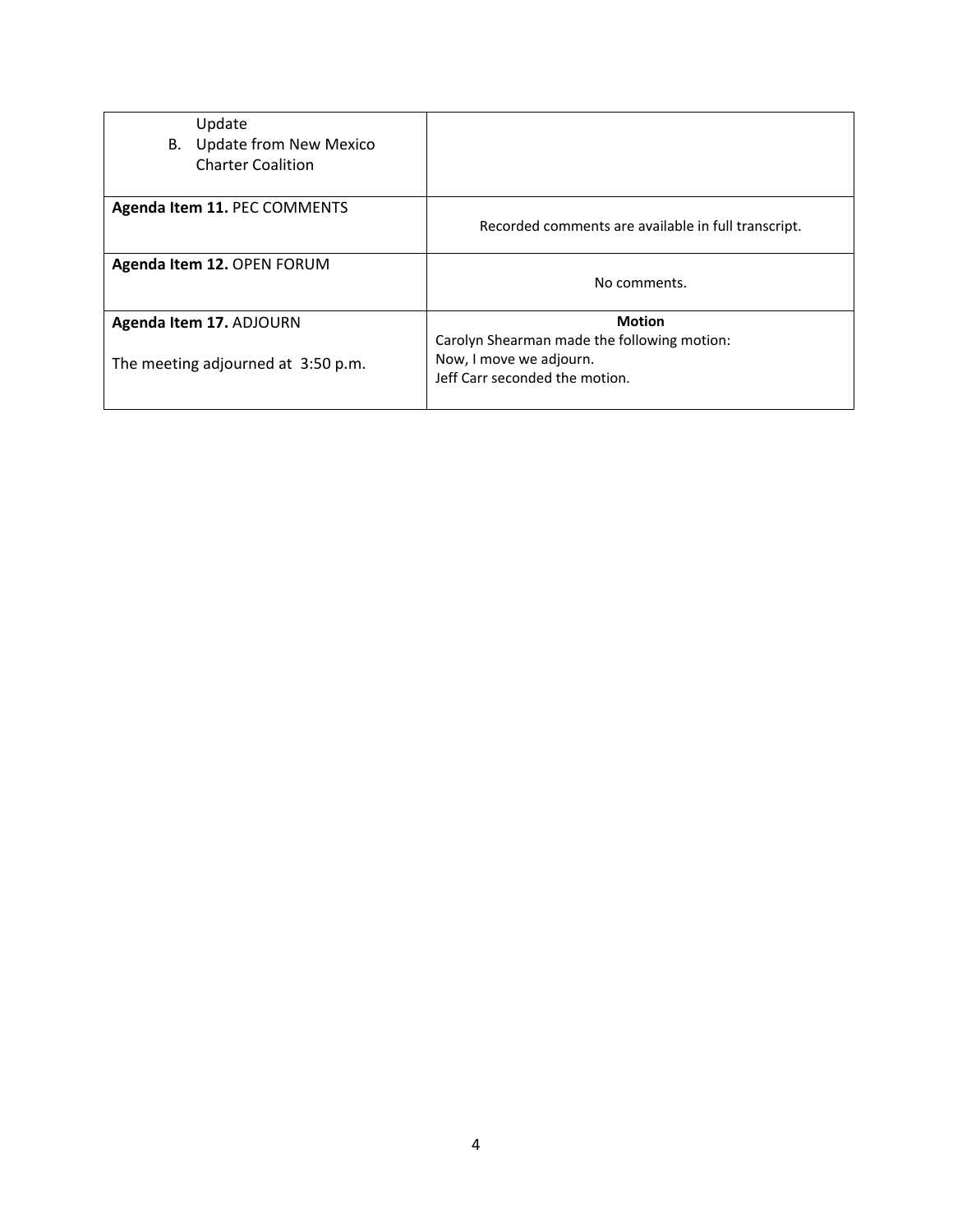| | |
|---|---|
| Update<br>B. Update from New Mexico Charter Coalition | |
| **Agenda Item 11.** PEC COMMENTS | Recorded comments are available in full transcript. |
| **Agenda Item 12.** OPEN FORUM | No comments. |
| **Agenda Item 17.** ADJOURN<br><br>The meeting adjourned at 3:50 p.m. | **Motion**<br>Carolyn Shearman made the following motion:<br>Now, I move we adjourn.<br>Jeff Carr seconded the motion. |